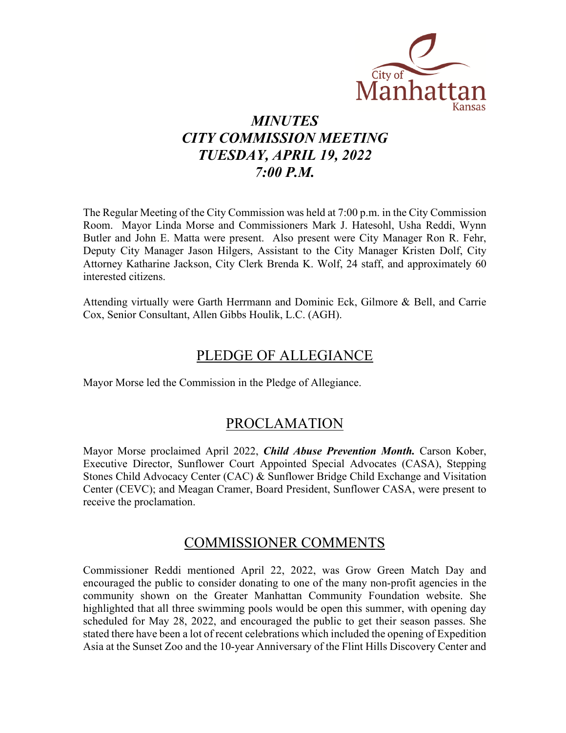# *MINUTES*
# *CITY COMMISSION MEETING*
# *TUESDAY, APRIL 19, 2022*
# *7:00 P.M.*

The Regular Meeting of the City Commission was held at 7:00 p.m. in the City Commission Room. Mayor Linda Morse and Commissioners Mark J. Hatesohl, Usha Reddi, Wynn Butler and John E. Matta were present. Also present were City Manager Ron R. Fehr, Deputy City Manager Jason Hilgers, Assistant to the City Manager Kristen Dolf, City Attorney Katharine Jackson, City Clerk Brenda K. Wolf, 24 staff, and approximately 60 interested citizens.

Attending virtually were Garth Herrmann and Dominic Eck, Gilmore & Bell, and Carrie Cox, Senior Consultant, Allen Gibbs Houlik, L.C. (AGH).

## PLEDGE OF ALLEGIANCE

Mayor Morse led the Commission in the Pledge of Allegiance.

## PROCLAMATION

Mayor Morse proclaimed April 2022, ***Child Abuse Prevention Month.*** Carson Kober, Executive Director, Sunflower Court Appointed Special Advocates (CASA), Stepping Stones Child Advocacy Center (CAC) & Sunflower Bridge Child Exchange and Visitation Center (CEVC); and Meagan Cramer, Board President, Sunflower CASA, were present to receive the proclamation.

## COMMISSIONER COMMENTS

Commissioner Reddi mentioned April 22, 2022, was Grow Green Match Day and encouraged the public to consider donating to one of the many non-profit agencies in the community shown on the Greater Manhattan Community Foundation website. She highlighted that all three swimming pools would be open this summer, with opening day scheduled for May 28, 2022, and encouraged the public to get their season passes. She stated there have been a lot of recent celebrations which included the opening of Expedition Asia at the Sunset Zoo and the 10-year Anniversary of the Flint Hills Discovery Center and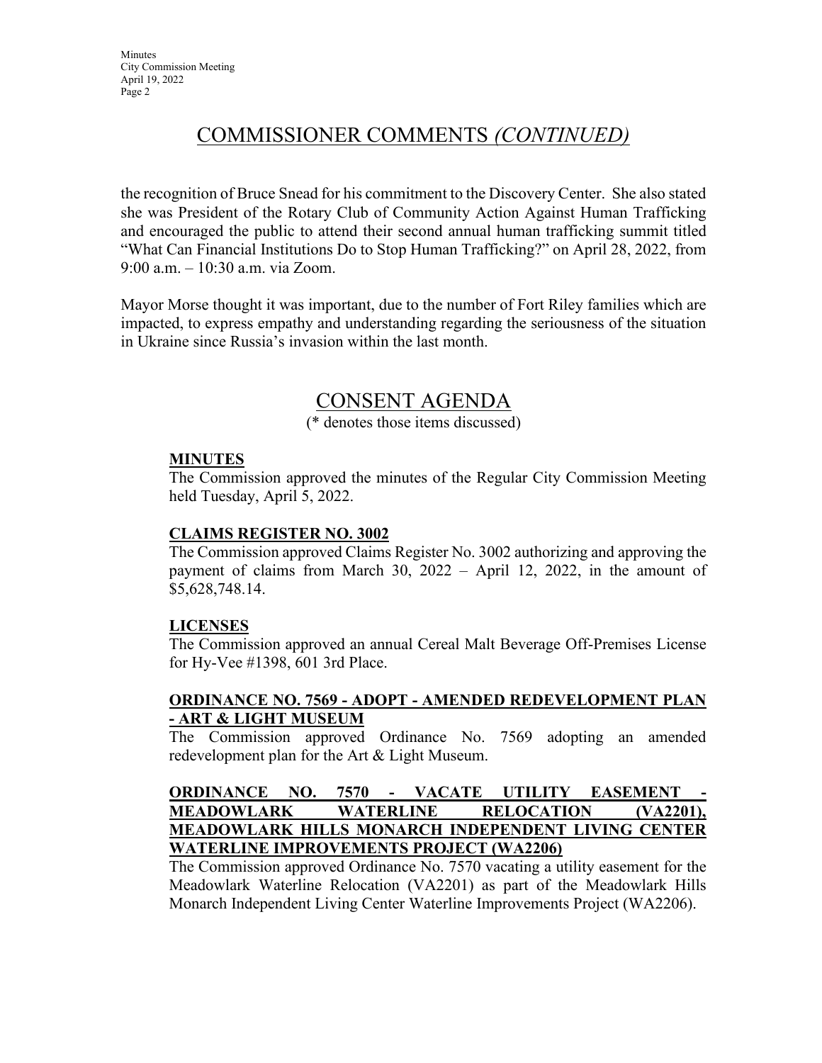## COMMISSIONER COMMENTS *(CONTINUED)*

the recognition of Bruce Snead for his commitment to the Discovery Center. She also stated she was President of the Rotary Club of Community Action Against Human Trafficking and encouraged the public to attend their second annual human trafficking summit titled "What Can Financial Institutions Do to Stop Human Trafficking?" on April 28, 2022, from 9:00 a.m. – 10:30 a.m. via Zoom.

Mayor Morse thought it was important, due to the number of Fort Riley families which are impacted, to express empathy and understanding regarding the seriousness of the situation in Ukraine since Russia's invasion within the last month.

## CONSENT AGENDA

(* denotes those items discussed)

### MINUTES

The Commission approved the minutes of the Regular City Commission Meeting held Tuesday, April 5, 2022.

### CLAIMS REGISTER NO. 3002

The Commission approved Claims Register No. 3002 authorizing and approving the payment of claims from March 30, 2022 – April 12, 2022, in the amount of $5,628,748.14.

### LICENSES

The Commission approved an annual Cereal Malt Beverage Off-Premises License for Hy-Vee #1398, 601 3rd Place.

### ORDINANCE NO. 7569 - ADOPT - AMENDED REDEVELOPMENT PLAN - ART & LIGHT MUSEUM

The Commission approved Ordinance No. 7569 adopting an amended redevelopment plan for the Art & Light Museum.

### ORDINANCE NO. 7570 - VACATE UTILITY EASEMENT - MEADOWLARK WATERLINE RELOCATION (VA2201), MEADOWLARK HILLS MONARCH INDEPENDENT LIVING CENTER WATERLINE IMPROVEMENTS PROJECT (WA2206)

The Commission approved Ordinance No. 7570 vacating a utility easement for the Meadowlark Waterline Relocation (VA2201) as part of the Meadowlark Hills Monarch Independent Living Center Waterline Improvements Project (WA2206).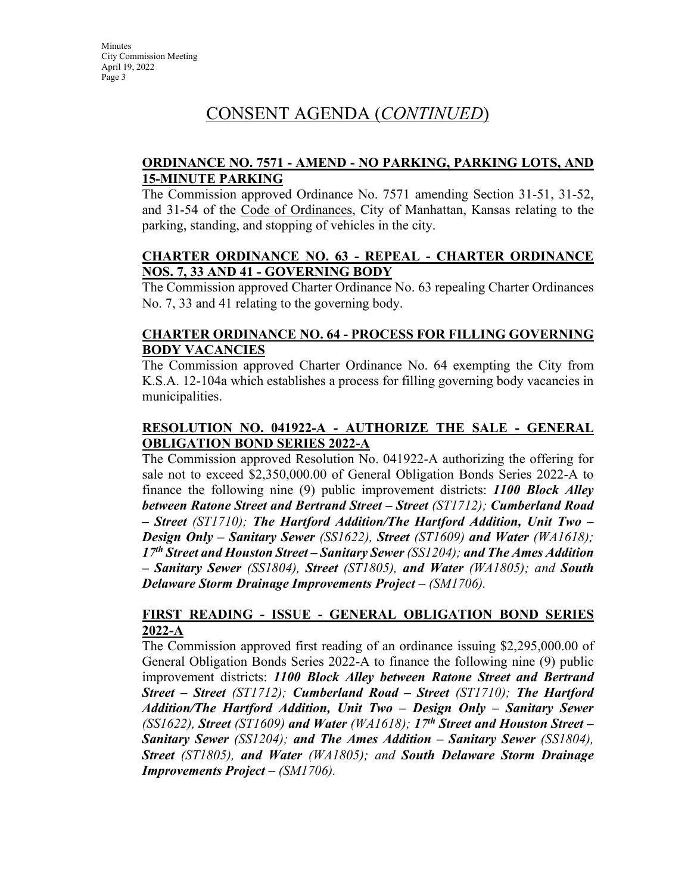# CONSENT AGENDA (*CONTINUED*)

**ORDINANCE NO. 7571 - AMEND - NO PARKING, PARKING LOTS, AND 15-MINUTE PARKING**

The Commission approved Ordinance No. 7571 amending Section 31-51, 31-52, and 31-54 of the Code of Ordinances, City of Manhattan, Kansas relating to the parking, standing, and stopping of vehicles in the city.

**CHARTER ORDINANCE NO. 63 - REPEAL - CHARTER ORDINANCE NOS. 7, 33 AND 41 - GOVERNING BODY**

The Commission approved Charter Ordinance No. 63 repealing Charter Ordinances No. 7, 33 and 41 relating to the governing body.

**CHARTER ORDINANCE NO. 64 - PROCESS FOR FILLING GOVERNING BODY VACANCIES**

The Commission approved Charter Ordinance No. 64 exempting the City from K.S.A. 12-104a which establishes a process for filling governing body vacancies in municipalities.

**RESOLUTION NO. 041922-A - AUTHORIZE THE SALE - GENERAL OBLIGATION BOND SERIES 2022-A**

The Commission approved Resolution No. 041922-A authorizing the offering for sale not to exceed $2,350,000.00 of General Obligation Bonds Series 2022-A to finance the following nine (9) public improvement districts: ***1100 Block Alley between Ratone Street and Bertrand Street – Street*** *(ST1712);* ***Cumberland Road – Street*** *(ST1710);* ***The Hartford Addition/The Hartford Addition, Unit Two – Design Only – Sanitary Sewer*** *(SS1622),* ***Street*** *(ST1609)* ***and Water*** *(WA1618);* ***17th Street and Houston Street – Sanitary Sewer*** *(SS1204);* ***and The Ames Addition – Sanitary Sewer*** *(SS1804),* ***Street*** *(ST1805),* ***and Water*** *(WA1805); and* ***South Delaware Storm Drainage Improvements Project*** *– (SM1706).*

**FIRST READING - ISSUE - GENERAL OBLIGATION BOND SERIES 2022-A**

The Commission approved first reading of an ordinance issuing $2,295,000.00 of General Obligation Bonds Series 2022-A to finance the following nine (9) public improvement districts: ***1100 Block Alley between Ratone Street and Bertrand Street – Street*** *(ST1712);* ***Cumberland Road – Street*** *(ST1710);* ***The Hartford Addition/The Hartford Addition, Unit Two – Design Only – Sanitary Sewer*** *(SS1622),* ***Street*** *(ST1609)* ***and Water*** *(WA1618);* ***17th Street and Houston Street – Sanitary Sewer*** *(SS1204);* ***and The Ames Addition – Sanitary Sewer*** *(SS1804),* ***Street*** *(ST1805),* ***and Water*** *(WA1805); and* ***South Delaware Storm Drainage Improvements Project*** *– (SM1706).*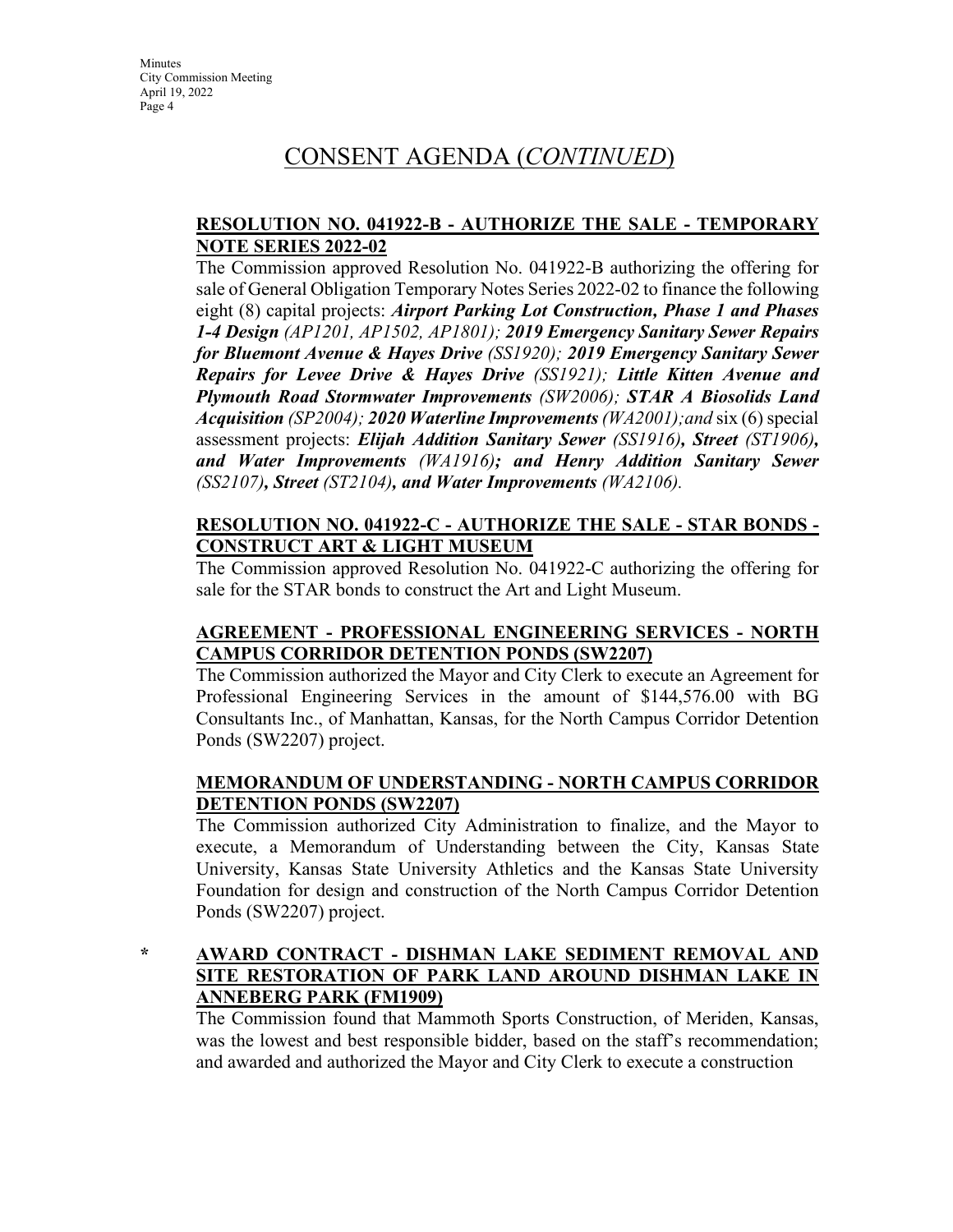## CONSENT AGENDA (*CONTINUED*)

**RESOLUTION NO. 041922-B - AUTHORIZE THE SALE - TEMPORARY NOTE SERIES 2022-02**

The Commission approved Resolution No. 041922-B authorizing the offering for sale of General Obligation Temporary Notes Series 2022-02 to finance the following eight (8) capital projects: ***Airport Parking Lot Construction, Phase 1 and Phases 1-4 Design*** *(AP1201, AP1502, AP1801)*; ***2019 Emergency Sanitary Sewer Repairs for Bluemont Avenue & Hayes Drive*** *(SS1920)*; ***2019 Emergency Sanitary Sewer Repairs for Levee Drive & Hayes Drive*** *(SS1921)*; ***Little Kitten Avenue and Plymouth Road Stormwater Improvements*** *(SW2006)*; ***STAR A Biosolids Land Acquisition*** *(SP2004)*; ***2020 Waterline Improvements*** *(WA2001);and* six (6) special assessment projects: ***Elijah Addition Sanitary Sewer*** *(SS1916)*, ***Street*** *(ST1906)*, ***and Water Improvements*** *(WA1916)*; ***and Henry Addition Sanitary Sewer*** *(SS2107)*, ***Street*** *(ST2104)*, ***and Water Improvements*** *(WA2106).*

**RESOLUTION NO. 041922-C - AUTHORIZE THE SALE - STAR BONDS - CONSTRUCT ART & LIGHT MUSEUM**

The Commission approved Resolution No. 041922-C authorizing the offering for sale for the STAR bonds to construct the Art and Light Museum.

**AGREEMENT - PROFESSIONAL ENGINEERING SERVICES - NORTH CAMPUS CORRIDOR DETENTION PONDS (SW2207)**

The Commission authorized the Mayor and City Clerk to execute an Agreement for Professional Engineering Services in the amount of $144,576.00 with BG Consultants Inc., of Manhattan, Kansas, for the North Campus Corridor Detention Ponds (SW2207) project.

**MEMORANDUM OF UNDERSTANDING - NORTH CAMPUS CORRIDOR DETENTION PONDS (SW2207)**

The Commission authorized City Administration to finalize, and the Mayor to execute, a Memorandum of Understanding between the City, Kansas State University, Kansas State University Athletics and the Kansas State University Foundation for design and construction of the North Campus Corridor Detention Ponds (SW2207) project.

\* **AWARD CONTRACT - DISHMAN LAKE SEDIMENT REMOVAL AND SITE RESTORATION OF PARK LAND AROUND DISHMAN LAKE IN ANNEBERG PARK (FM1909)**

The Commission found that Mammoth Sports Construction, of Meriden, Kansas, was the lowest and best responsible bidder, based on the staff's recommendation; and awarded and authorized the Mayor and City Clerk to execute a construction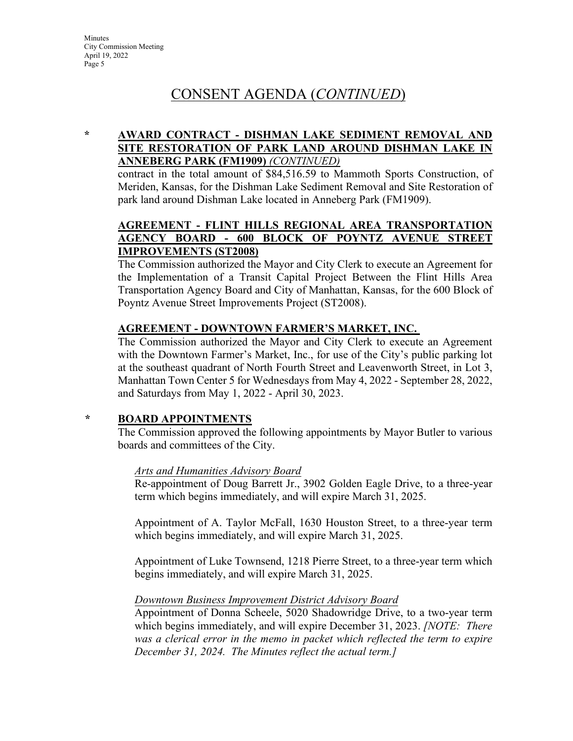# CONSENT AGENDA (*CONTINUED*)

\* **AWARD CONTRACT - DISHMAN LAKE SEDIMENT REMOVAL AND SITE RESTORATION OF PARK LAND AROUND DISHMAN LAKE IN ANNEBERG PARK (FM1909)** *(CONTINUED)*

contract in the total amount of $84,516.59 to Mammoth Sports Construction, of Meriden, Kansas, for the Dishman Lake Sediment Removal and Site Restoration of park land around Dishman Lake located in Anneberg Park (FM1909).

**AGREEMENT - FLINT HILLS REGIONAL AREA TRANSPORTATION AGENCY BOARD - 600 BLOCK OF POYNTZ AVENUE STREET IMPROVEMENTS (ST2008)**

The Commission authorized the Mayor and City Clerk to execute an Agreement for the Implementation of a Transit Capital Project Between the Flint Hills Area Transportation Agency Board and City of Manhattan, Kansas, for the 600 Block of Poyntz Avenue Street Improvements Project (ST2008).

**AGREEMENT - DOWNTOWN FARMER'S MARKET, INC.**

The Commission authorized the Mayor and City Clerk to execute an Agreement with the Downtown Farmer's Market, Inc., for use of the City's public parking lot at the southeast quadrant of North Fourth Street and Leavenworth Street, in Lot 3, Manhattan Town Center 5 for Wednesdays from May 4, 2022 - September 28, 2022, and Saturdays from May 1, 2022 - April 30, 2023.

\* **BOARD APPOINTMENTS**

The Commission approved the following appointments by Mayor Butler to various boards and committees of the City.

*Arts and Humanities Advisory Board*

Re-appointment of Doug Barrett Jr., 3902 Golden Eagle Drive, to a three-year term which begins immediately, and will expire March 31, 2025.

Appointment of A. Taylor McFall, 1630 Houston Street, to a three-year term which begins immediately, and will expire March 31, 2025.

Appointment of Luke Townsend, 1218 Pierre Street, to a three-year term which begins immediately, and will expire March 31, 2025.

*Downtown Business Improvement District Advisory Board*

Appointment of Donna Scheele, 5020 Shadowridge Drive, to a two-year term which begins immediately, and will expire December 31, 2023. *[NOTE: There was a clerical error in the memo in packet which reflected the term to expire December 31, 2024. The Minutes reflect the actual term.]*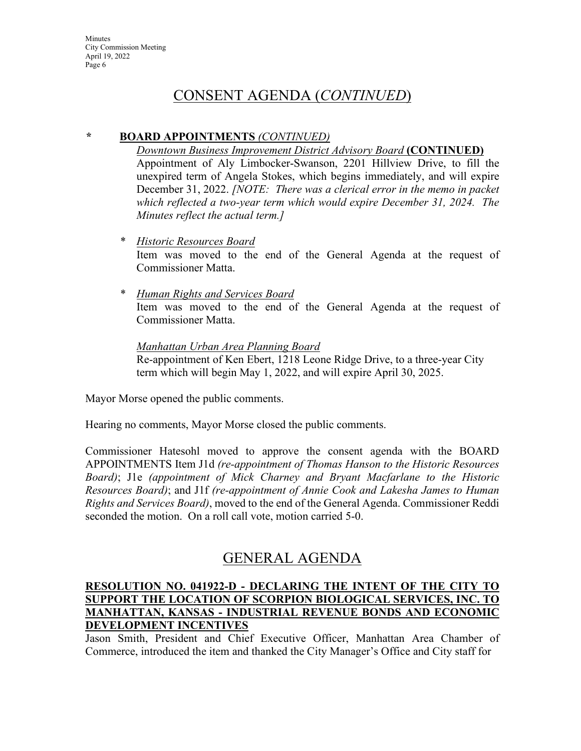# CONSENT AGENDA (*CONTINUED*)

\* **BOARD APPOINTMENTS** *(CONTINUED)*

*Downtown Business Improvement District Advisory Board* **(CONTINUED)**

Appointment of Aly Limbocker-Swanson, 2201 Hillview Drive, to fill the unexpired term of Angela Stokes, which begins immediately, and will expire December 31, 2022. *[NOTE: There was a clerical error in the memo in packet which reflected a two-year term which would expire December 31, 2024. The Minutes reflect the actual term.]*

\* *Historic Resources Board*

Item was moved to the end of the General Agenda at the request of Commissioner Matta.

\* *Human Rights and Services Board*

Item was moved to the end of the General Agenda at the request of Commissioner Matta.

*Manhattan Urban Area Planning Board*

Re-appointment of Ken Ebert, 1218 Leone Ridge Drive, to a three-year City term which will begin May 1, 2022, and will expire April 30, 2025.

Mayor Morse opened the public comments.

Hearing no comments, Mayor Morse closed the public comments.

Commissioner Hatesohl moved to approve the consent agenda with the BOARD APPOINTMENTS Item J1d *(re-appointment of Thomas Hanson to the Historic Resources Board)*; J1e *(appointment of Mick Charney and Bryant Macfarlane to the Historic Resources Board)*; and J1f *(re-appointment of Annie Cook and Lakesha James to Human Rights and Services Board)*, moved to the end of the General Agenda. Commissioner Reddi seconded the motion. On a roll call vote, motion carried 5-0.

# GENERAL AGENDA

## RESOLUTION NO. 041922-D - DECLARING THE INTENT OF THE CITY TO SUPPORT THE LOCATION OF SCORPION BIOLOGICAL SERVICES, INC. TO MANHATTAN, KANSAS - INDUSTRIAL REVENUE BONDS AND ECONOMIC DEVELOPMENT INCENTIVES

Jason Smith, President and Chief Executive Officer, Manhattan Area Chamber of Commerce, introduced the item and thanked the City Manager's Office and City staff for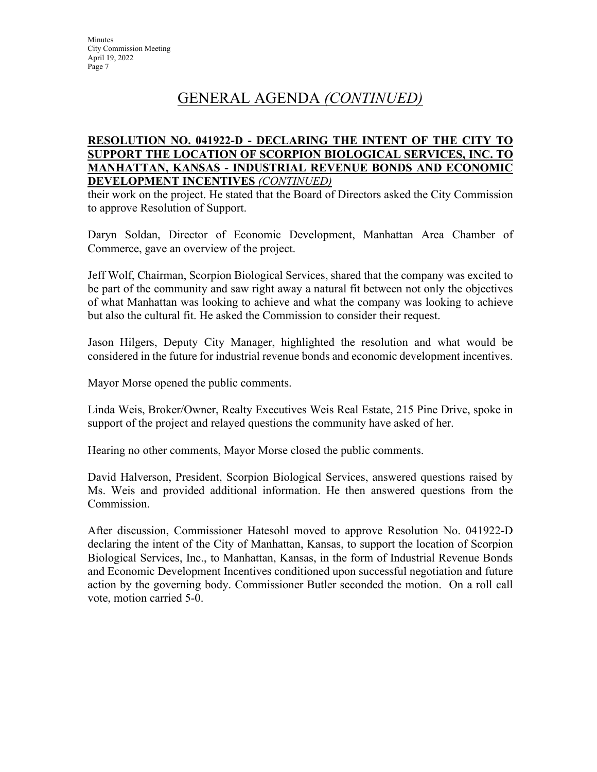# GENERAL AGENDA *(CONTINUED)*

**RESOLUTION NO. 041922-D - DECLARING THE INTENT OF THE CITY TO SUPPORT THE LOCATION OF SCORPION BIOLOGICAL SERVICES, INC. TO MANHATTAN, KANSAS - INDUSTRIAL REVENUE BONDS AND ECONOMIC DEVELOPMENT INCENTIVES** ***(CONTINUED)***

their work on the project. He stated that the Board of Directors asked the City Commission to approve Resolution of Support.

Daryn Soldan, Director of Economic Development, Manhattan Area Chamber of Commerce, gave an overview of the project.

Jeff Wolf, Chairman, Scorpion Biological Services, shared that the company was excited to be part of the community and saw right away a natural fit between not only the objectives of what Manhattan was looking to achieve and what the company was looking to achieve but also the cultural fit. He asked the Commission to consider their request.

Jason Hilgers, Deputy City Manager, highlighted the resolution and what would be considered in the future for industrial revenue bonds and economic development incentives.

Mayor Morse opened the public comments.

Linda Weis, Broker/Owner, Realty Executives Weis Real Estate, 215 Pine Drive, spoke in support of the project and relayed questions the community have asked of her.

Hearing no other comments, Mayor Morse closed the public comments.

David Halverson, President, Scorpion Biological Services, answered questions raised by Ms. Weis and provided additional information. He then answered questions from the Commission.

After discussion, Commissioner Hatesohl moved to approve Resolution No. 041922-D declaring the intent of the City of Manhattan, Kansas, to support the location of Scorpion Biological Services, Inc., to Manhattan, Kansas, in the form of Industrial Revenue Bonds and Economic Development Incentives conditioned upon successful negotiation and future action by the governing body. Commissioner Butler seconded the motion. On a roll call vote, motion carried 5-0.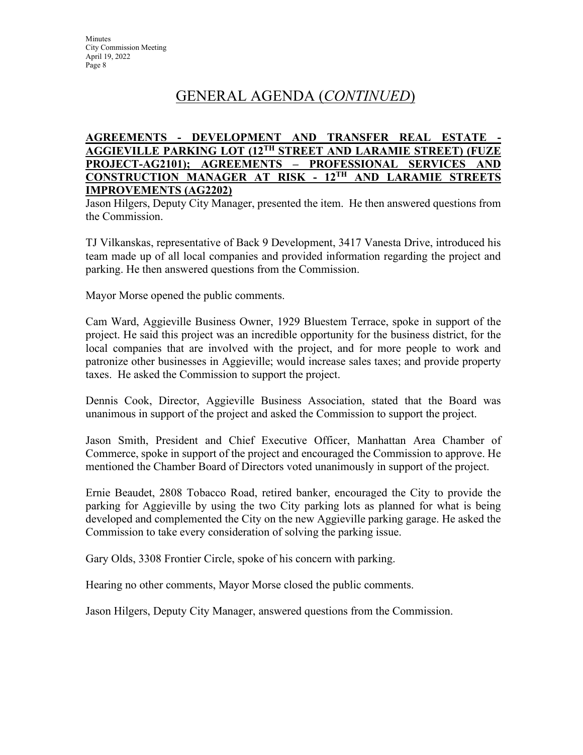# GENERAL AGENDA (*CONTINUED*)

**AGREEMENTS - DEVELOPMENT AND TRANSFER REAL ESTATE - AGGIEVILLE PARKING LOT (12TH STREET AND LARAMIE STREET) (FUZE PROJECT-AG2101); AGREEMENTS – PROFESSIONAL SERVICES AND CONSTRUCTION MANAGER AT RISK - 12TH AND LARAMIE STREETS IMPROVEMENTS (AG2202)**

Jason Hilgers, Deputy City Manager, presented the item. He then answered questions from the Commission.

TJ Vilkanskas, representative of Back 9 Development, 3417 Vanesta Drive, introduced his team made up of all local companies and provided information regarding the project and parking. He then answered questions from the Commission.

Mayor Morse opened the public comments.

Cam Ward, Aggieville Business Owner, 1929 Bluestem Terrace, spoke in support of the project. He said this project was an incredible opportunity for the business district, for the local companies that are involved with the project, and for more people to work and patronize other businesses in Aggieville; would increase sales taxes; and provide property taxes. He asked the Commission to support the project.

Dennis Cook, Director, Aggieville Business Association, stated that the Board was unanimous in support of the project and asked the Commission to support the project.

Jason Smith, President and Chief Executive Officer, Manhattan Area Chamber of Commerce, spoke in support of the project and encouraged the Commission to approve. He mentioned the Chamber Board of Directors voted unanimously in support of the project.

Ernie Beaudet, 2808 Tobacco Road, retired banker, encouraged the City to provide the parking for Aggieville by using the two City parking lots as planned for what is being developed and complemented the City on the new Aggieville parking garage. He asked the Commission to take every consideration of solving the parking issue.

Gary Olds, 3308 Frontier Circle, spoke of his concern with parking.

Hearing no other comments, Mayor Morse closed the public comments.

Jason Hilgers, Deputy City Manager, answered questions from the Commission.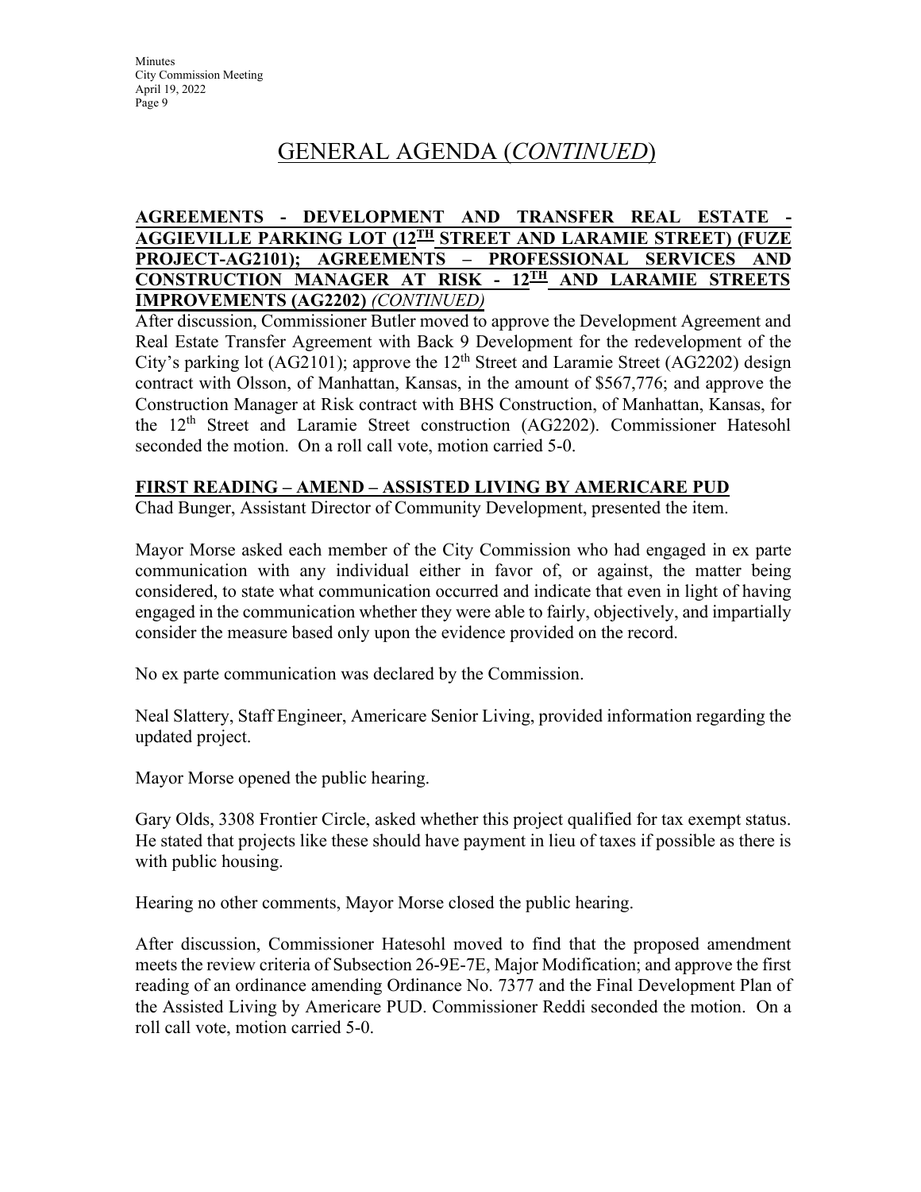# GENERAL AGENDA (*CONTINUED*)

**AGREEMENTS - DEVELOPMENT AND TRANSFER REAL ESTATE - AGGIEVILLE PARKING LOT (12TH STREET AND LARAMIE STREET) (FUZE PROJECT-AG2101); AGREEMENTS – PROFESSIONAL SERVICES AND CONSTRUCTION MANAGER AT RISK - 12TH AND LARAMIE STREETS IMPROVEMENTS (AG2202)** *(CONTINUED)*

After discussion, Commissioner Butler moved to approve the Development Agreement and Real Estate Transfer Agreement with Back 9 Development for the redevelopment of the City's parking lot (AG2101); approve the 12th Street and Laramie Street (AG2202) design contract with Olsson, of Manhattan, Kansas, in the amount of $567,776; and approve the Construction Manager at Risk contract with BHS Construction, of Manhattan, Kansas, for the 12th Street and Laramie Street construction (AG2202). Commissioner Hatesohl seconded the motion. On a roll call vote, motion carried 5-0.

**FIRST READING – AMEND – ASSISTED LIVING BY AMERICARE PUD**

Chad Bunger, Assistant Director of Community Development, presented the item.

Mayor Morse asked each member of the City Commission who had engaged in ex parte communication with any individual either in favor of, or against, the matter being considered, to state what communication occurred and indicate that even in light of having engaged in the communication whether they were able to fairly, objectively, and impartially consider the measure based only upon the evidence provided on the record.

No ex parte communication was declared by the Commission.

Neal Slattery, Staff Engineer, Americare Senior Living, provided information regarding the updated project.

Mayor Morse opened the public hearing.

Gary Olds, 3308 Frontier Circle, asked whether this project qualified for tax exempt status. He stated that projects like these should have payment in lieu of taxes if possible as there is with public housing.

Hearing no other comments, Mayor Morse closed the public hearing.

After discussion, Commissioner Hatesohl moved to find that the proposed amendment meets the review criteria of Subsection 26-9E-7E, Major Modification; and approve the first reading of an ordinance amending Ordinance No. 7377 and the Final Development Plan of the Assisted Living by Americare PUD. Commissioner Reddi seconded the motion. On a roll call vote, motion carried 5-0.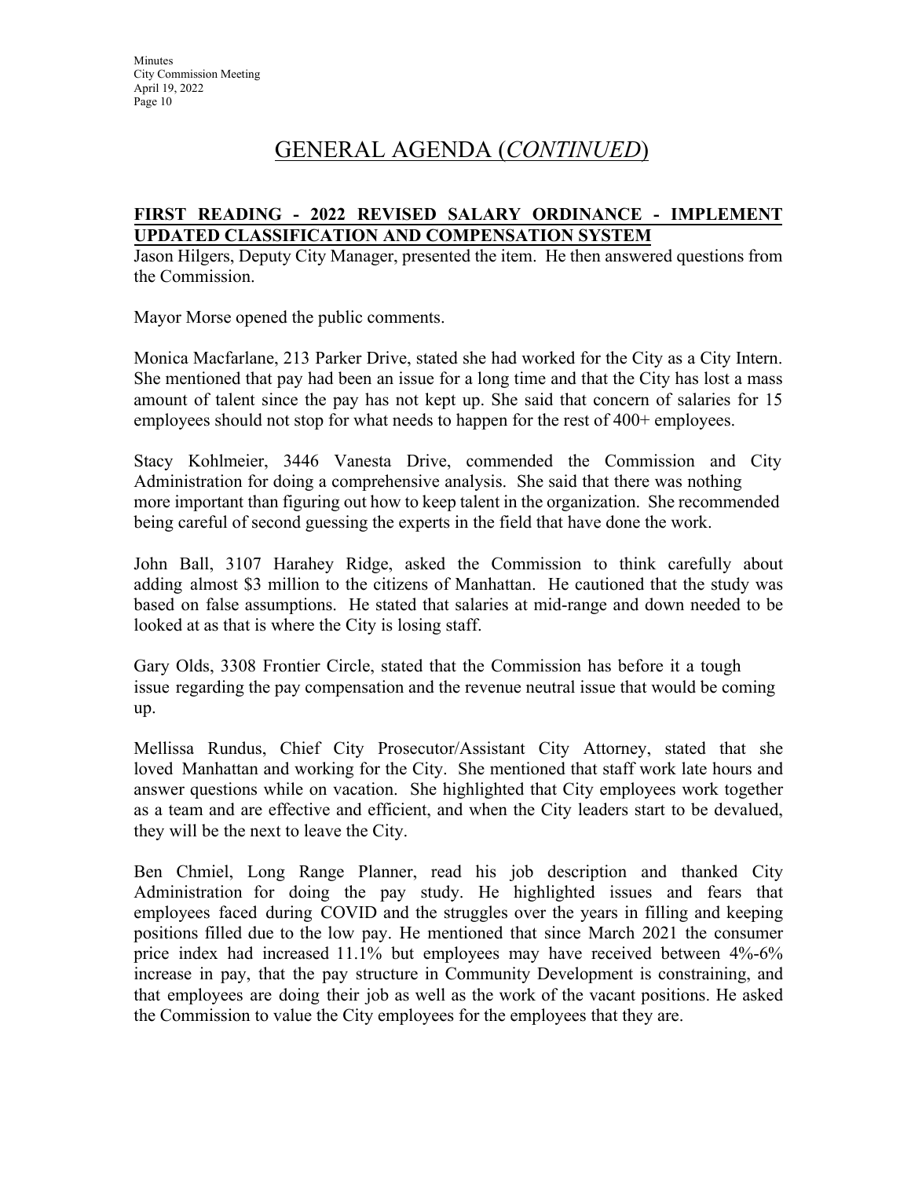## GENERAL AGENDA (*CONTINUED*)

**FIRST READING - 2022 REVISED SALARY ORDINANCE - IMPLEMENT UPDATED CLASSIFICATION AND COMPENSATION SYSTEM**

Jason Hilgers, Deputy City Manager, presented the item. He then answered questions from the Commission.

Mayor Morse opened the public comments.

Monica Macfarlane, 213 Parker Drive, stated she had worked for the City as a City Intern. She mentioned that pay had been an issue for a long time and that the City has lost a mass amount of talent since the pay has not kept up. She said that concern of salaries for 15 employees should not stop for what needs to happen for the rest of 400+ employees.

Stacy Kohlmeier, 3446 Vanesta Drive, commended the Commission and City Administration for doing a comprehensive analysis. She said that there was nothing more important than figuring out how to keep talent in the organization. She recommended being careful of second guessing the experts in the field that have done the work.

John Ball, 3107 Harahey Ridge, asked the Commission to think carefully about adding almost $3 million to the citizens of Manhattan. He cautioned that the study was based on false assumptions. He stated that salaries at mid-range and down needed to be looked at as that is where the City is losing staff.

Gary Olds, 3308 Frontier Circle, stated that the Commission has before it a tough issue regarding the pay compensation and the revenue neutral issue that would be coming up.

Mellissa Rundus, Chief City Prosecutor/Assistant City Attorney, stated that she loved Manhattan and working for the City. She mentioned that staff work late hours and answer questions while on vacation. She highlighted that City employees work together as a team and are effective and efficient, and when the City leaders start to be devalued, they will be the next to leave the City.

Ben Chmiel, Long Range Planner, read his job description and thanked City Administration for doing the pay study. He highlighted issues and fears that employees faced during COVID and the struggles over the years in filling and keeping positions filled due to the low pay. He mentioned that since March 2021 the consumer price index had increased 11.1% but employees may have received between 4%-6% increase in pay, that the pay structure in Community Development is constraining, and that employees are doing their job as well as the work of the vacant positions. He asked the Commission to value the City employees for the employees that they are.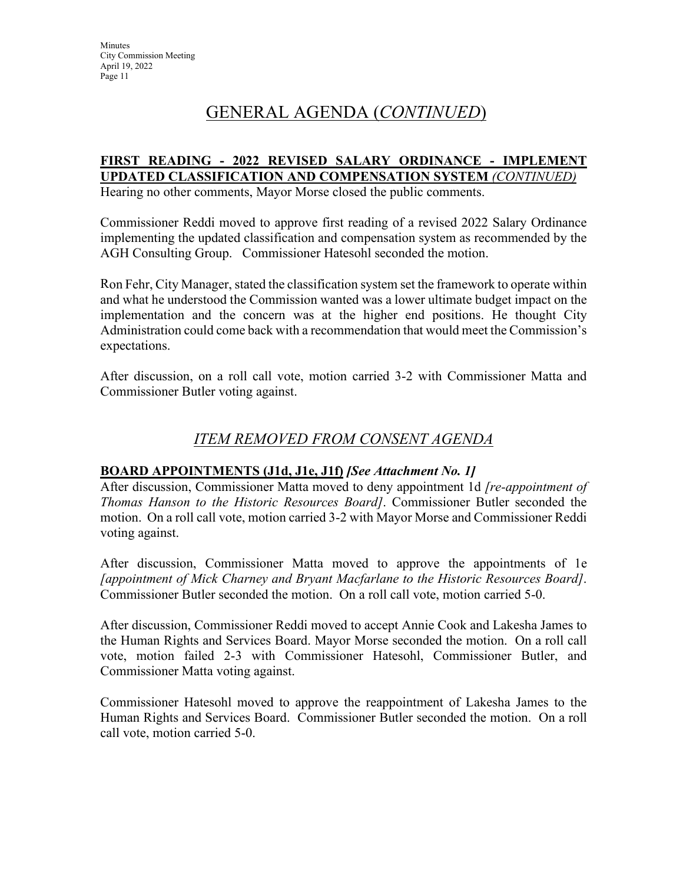# GENERAL AGENDA (*CONTINUED*)

**FIRST READING - 2022 REVISED SALARY ORDINANCE - IMPLEMENT UPDATED CLASSIFICATION AND COMPENSATION SYSTEM** *(CONTINUED)*

Hearing no other comments, Mayor Morse closed the public comments.

Commissioner Reddi moved to approve first reading of a revised 2022 Salary Ordinance implementing the updated classification and compensation system as recommended by the AGH Consulting Group. Commissioner Hatesohl seconded the motion.

Ron Fehr, City Manager, stated the classification system set the framework to operate within and what he understood the Commission wanted was a lower ultimate budget impact on the implementation and the concern was at the higher end positions. He thought City Administration could come back with a recommendation that would meet the Commission's expectations.

After discussion, on a roll call vote, motion carried 3-2 with Commissioner Matta and Commissioner Butler voting against.

## *ITEM REMOVED FROM CONSENT AGENDA*

**BOARD APPOINTMENTS (J1d, J1e, J1f)** ***[See Attachment No. 1]***

After discussion, Commissioner Matta moved to deny appointment 1d *[re-appointment of Thomas Hanson to the Historic Resources Board]*. Commissioner Butler seconded the motion. On a roll call vote, motion carried 3-2 with Mayor Morse and Commissioner Reddi voting against.

After discussion, Commissioner Matta moved to approve the appointments of 1e *[appointment of Mick Charney and Bryant Macfarlane to the Historic Resources Board]*. Commissioner Butler seconded the motion. On a roll call vote, motion carried 5-0.

After discussion, Commissioner Reddi moved to accept Annie Cook and Lakesha James to the Human Rights and Services Board. Mayor Morse seconded the motion. On a roll call vote, motion failed 2-3 with Commissioner Hatesohl, Commissioner Butler, and Commissioner Matta voting against.

Commissioner Hatesohl moved to approve the reappointment of Lakesha James to the Human Rights and Services Board. Commissioner Butler seconded the motion. On a roll call vote, motion carried 5-0.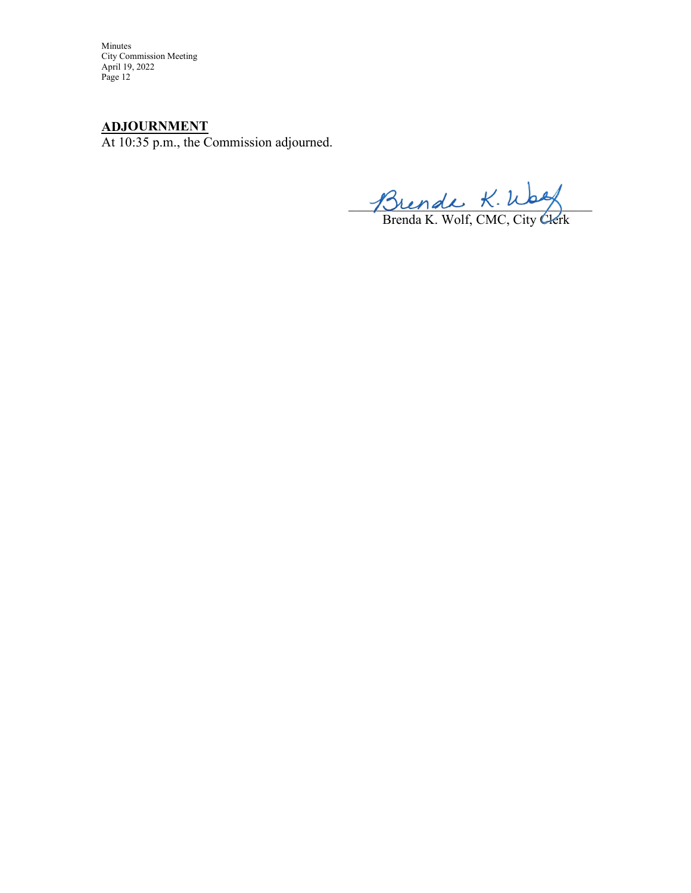**ADJOURNMENT**

At 10:35 p.m., the Commission adjourned.

Brenda K. Wolf, CMC, City Clerk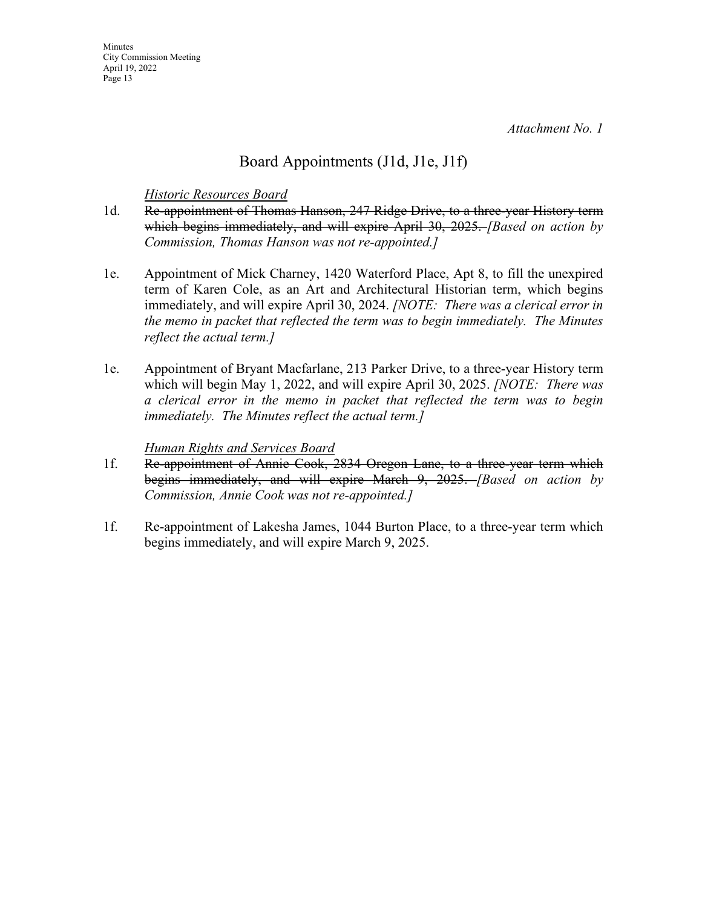*Attachment No. 1*

## Board Appointments (J1d, J1e, J1f)

*Historic Resources Board*

1d. ~~Re-appointment of Thomas Hanson, 247 Ridge Drive, to a three-year History term which begins immediately, and will expire April 30, 2025.~~ *[Based on action by Commission, Thomas Hanson was not re-appointed.]*

1e. Appointment of Mick Charney, 1420 Waterford Place, Apt 8, to fill the unexpired term of Karen Cole, as an Art and Architectural Historian term, which begins immediately, and will expire April 30, 2024. *[NOTE: There was a clerical error in the memo in packet that reflected the term was to begin immediately. The Minutes reflect the actual term.]*

1e. Appointment of Bryant Macfarlane, 213 Parker Drive, to a three-year History term which will begin May 1, 2022, and will expire April 30, 2025. *[NOTE: There was a clerical error in the memo in packet that reflected the term was to begin immediately. The Minutes reflect the actual term.]*

*Human Rights and Services Board*

1f. ~~Re-appointment of Annie Cook, 2834 Oregon Lane, to a three-year term which begins immediately, and will expire March 9, 2025.~~ *[Based on action by Commission, Annie Cook was not re-appointed.]*

1f. Re-appointment of Lakesha James, 1044 Burton Place, to a three-year term which begins immediately, and will expire March 9, 2025.